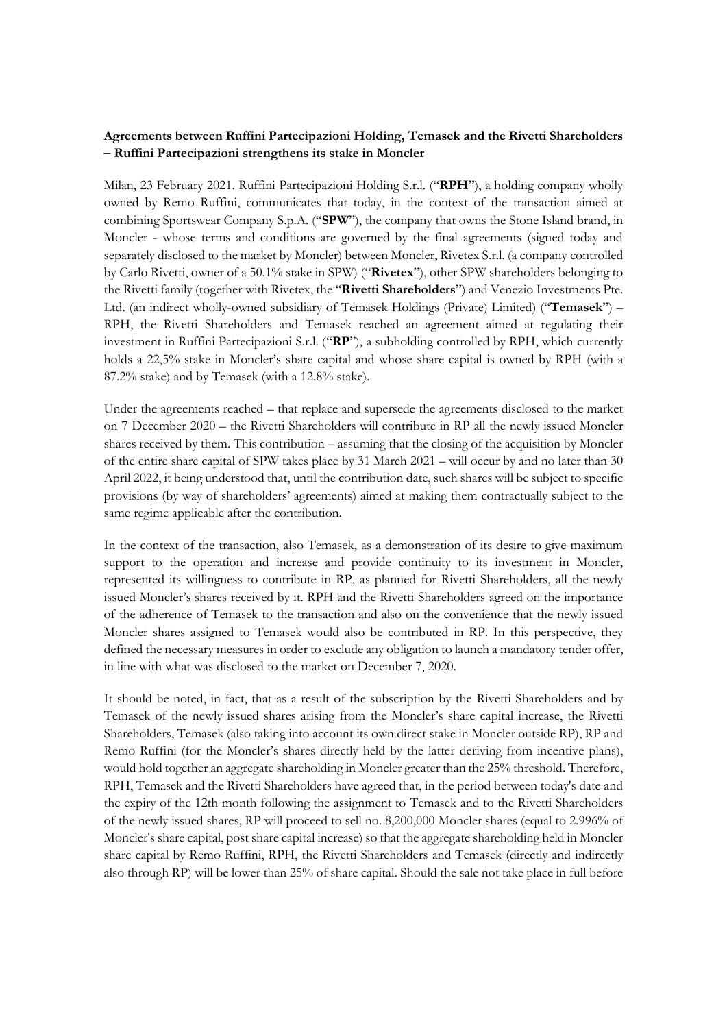**Agreements between Ruffini Partecipazioni Holding, Temasek and the Rivetti Shareholders – Ruffini Partecipazioni strengthens its stake in Moncler**

Milan, 23 February 2021. Ruffini Partecipazioni Holding S.r.l. ("**RPH**"), a holding company wholly owned by Remo Ruffini, communicates that today, in the context of the transaction aimed at combining Sportswear Company S.p.A. ("**SPW**"), the company that owns the Stone Island brand, in Moncler - whose terms and conditions are governed by the final agreements (signed today and separately disclosed to the market by Moncler) between Moncler, Rivetex S.r.l. (a company controlled by Carlo Rivetti, owner of a 50.1% stake in SPW) ("**Rivetex**"), other SPW shareholders belonging to the Rivetti family (together with Rivetex, the "**Rivetti Shareholders**") and Venezio Investments Pte. Ltd. (an indirect wholly-owned subsidiary of Temasek Holdings (Private) Limited) ("**Temasek**") – RPH, the Rivetti Shareholders and Temasek reached an agreement aimed at regulating their investment in Ruffini Partecipazioni S.r.l. ("**RP**"), a subholding controlled by RPH, which currently holds a 22,5% stake in Moncler's share capital and whose share capital is owned by RPH (with a 87.2% stake) and by Temasek (with a 12.8% stake).

Under the agreements reached – that replace and supersede the agreements disclosed to the market on 7 December 2020 – the Rivetti Shareholders will contribute in RP all the newly issued Moncler shares received by them. This contribution – assuming that the closing of the acquisition by Moncler of the entire share capital of SPW takes place by 31 March 2021 – will occur by and no later than 30 April 2022, it being understood that, until the contribution date, such shares will be subject to specific provisions (by way of shareholders' agreements) aimed at making them contractually subject to the same regime applicable after the contribution.

In the context of the transaction, also Temasek, as a demonstration of its desire to give maximum support to the operation and increase and provide continuity to its investment in Moncler, represented its willingness to contribute in RP, as planned for Rivetti Shareholders, all the newly issued Moncler's shares received by it. RPH and the Rivetti Shareholders agreed on the importance of the adherence of Temasek to the transaction and also on the convenience that the newly issued Moncler shares assigned to Temasek would also be contributed in RP. In this perspective, they defined the necessary measures in order to exclude any obligation to launch a mandatory tender offer, in line with what was disclosed to the market on December 7, 2020.

It should be noted, in fact, that as a result of the subscription by the Rivetti Shareholders and by Temasek of the newly issued shares arising from the Moncler's share capital increase, the Rivetti Shareholders, Temasek (also taking into account its own direct stake in Moncler outside RP), RP and Remo Ruffini (for the Moncler's shares directly held by the latter deriving from incentive plans), would hold together an aggregate shareholding in Moncler greater than the 25% threshold. Therefore, RPH, Temasek and the Rivetti Shareholders have agreed that, in the period between today's date and the expiry of the 12th month following the assignment to Temasek and to the Rivetti Shareholders of the newly issued shares, RP will proceed to sell no. 8,200,000 Moncler shares (equal to 2.996% of Moncler's share capital, post share capital increase) so that the aggregate shareholding held in Moncler share capital by Remo Ruffini, RPH, the Rivetti Shareholders and Temasek (directly and indirectly also through RP) will be lower than 25% of share capital. Should the sale not take place in full before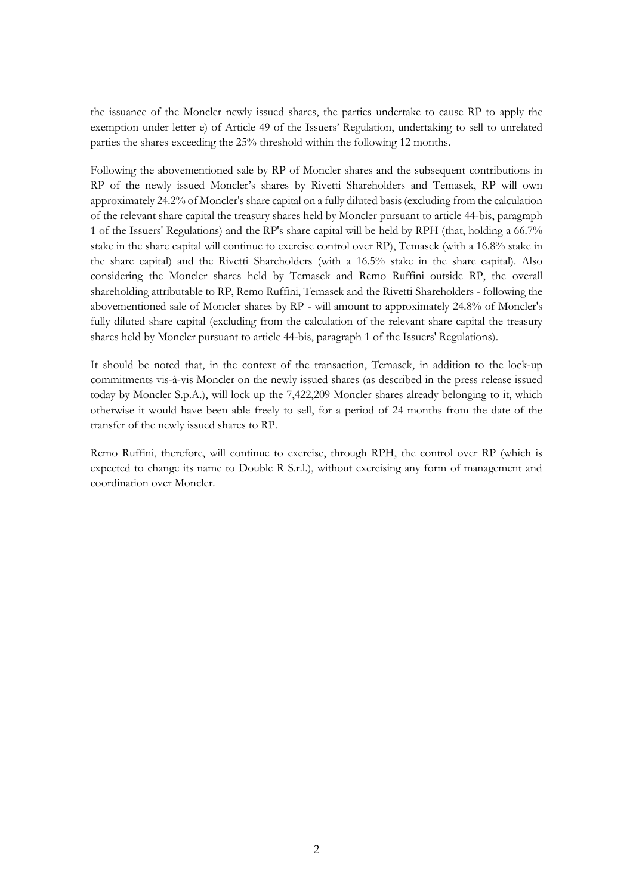the issuance of the Moncler newly issued shares, the parties undertake to cause RP to apply the exemption under letter e) of Article 49 of the Issuers' Regulation, undertaking to sell to unrelated parties the shares exceeding the 25% threshold within the following 12 months.

Following the abovementioned sale by RP of Moncler shares and the subsequent contributions in RP of the newly issued Moncler's shares by Rivetti Shareholders and Temasek, RP will own approximately 24.2% of Moncler's share capital on a fully diluted basis (excluding from the calculation of the relevant share capital the treasury shares held by Moncler pursuant to article 44-bis, paragraph 1 of the Issuers' Regulations) and the RP's share capital will be held by RPH (that, holding a 66.7% stake in the share capital will continue to exercise control over RP), Temasek (with a 16.8% stake in the share capital) and the Rivetti Shareholders (with a 16.5% stake in the share capital). Also considering the Moncler shares held by Temasek and Remo Ruffini outside RP, the overall shareholding attributable to RP, Remo Ruffini, Temasek and the Rivetti Shareholders - following the abovementioned sale of Moncler shares by RP - will amount to approximately 24.8% of Moncler's fully diluted share capital (excluding from the calculation of the relevant share capital the treasury shares held by Moncler pursuant to article 44-bis, paragraph 1 of the Issuers' Regulations).

It should be noted that, in the context of the transaction, Temasek, in addition to the lock-up commitments vis-à-vis Moncler on the newly issued shares (as described in the press release issued today by Moncler S.p.A.), will lock up the 7,422,209 Moncler shares already belonging to it, which otherwise it would have been able freely to sell, for a period of 24 months from the date of the transfer of the newly issued shares to RP.

Remo Ruffini, therefore, will continue to exercise, through RPH, the control over RP (which is expected to change its name to Double R S.r.l.), without exercising any form of management and coordination over Moncler.